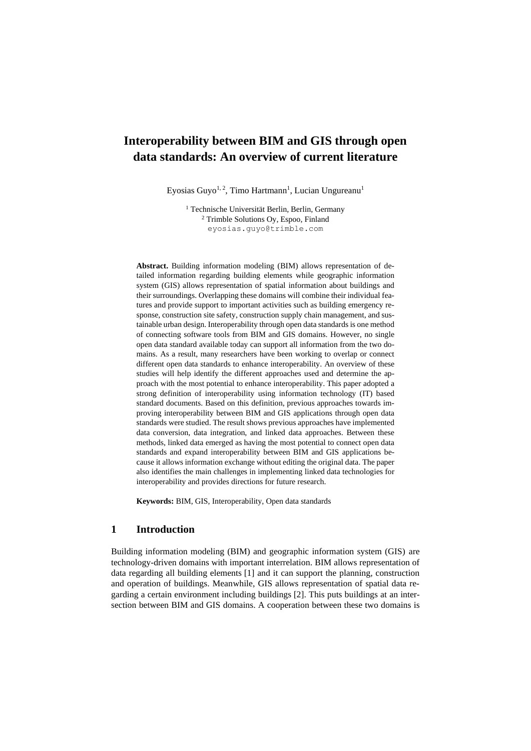# Interoperability between BIM and GIS through open data standards: An overview of current literature

Eyosias Guyo[1, 2], Timo Hartmann[1], Lucian Ungureanu[1]

[1] Technische Universität Berlin, Berlin, Germany
[2] Trimble Solutions Oy, Espoo, Finland
eyosias.guyo@trimble.com

**Abstract.** Building information modeling (BIM) allows representation of detailed information regarding building elements while geographic information system (GIS) allows representation of spatial information about buildings and their surroundings. Overlapping these domains will combine their individual features and provide support to important activities such as building emergency response, construction site safety, construction supply chain management, and sustainable urban design. Interoperability through open data standards is one method of connecting software tools from BIM and GIS domains. However, no single open data standard available today can support all information from the two domains. As a result, many researchers have been working to overlap or connect different open data standards to enhance interoperability. An overview of these studies will help identify the different approaches used and determine the approach with the most potential to enhance interoperability. This paper adopted a strong definition of interoperability using information technology (IT) based standard documents. Based on this definition, previous approaches towards improving interoperability between BIM and GIS applications through open data standards were studied. The result shows previous approaches have implemented data conversion, data integration, and linked data approaches. Between these methods, linked data emerged as having the most potential to connect open data standards and expand interoperability between BIM and GIS applications because it allows information exchange without editing the original data. The paper also identifies the main challenges in implementing linked data technologies for interoperability and provides directions for future research.

**Keywords:** BIM, GIS, Interoperability, Open data standards

## 1 Introduction

Building information modeling (BIM) and geographic information system (GIS) are technology-driven domains with important interrelation. BIM allows representation of data regarding all building elements [1] and it can support the planning, construction and operation of buildings. Meanwhile, GIS allows representation of spatial data regarding a certain environment including buildings [2]. This puts buildings at an intersection between BIM and GIS domains. A cooperation between these two domains is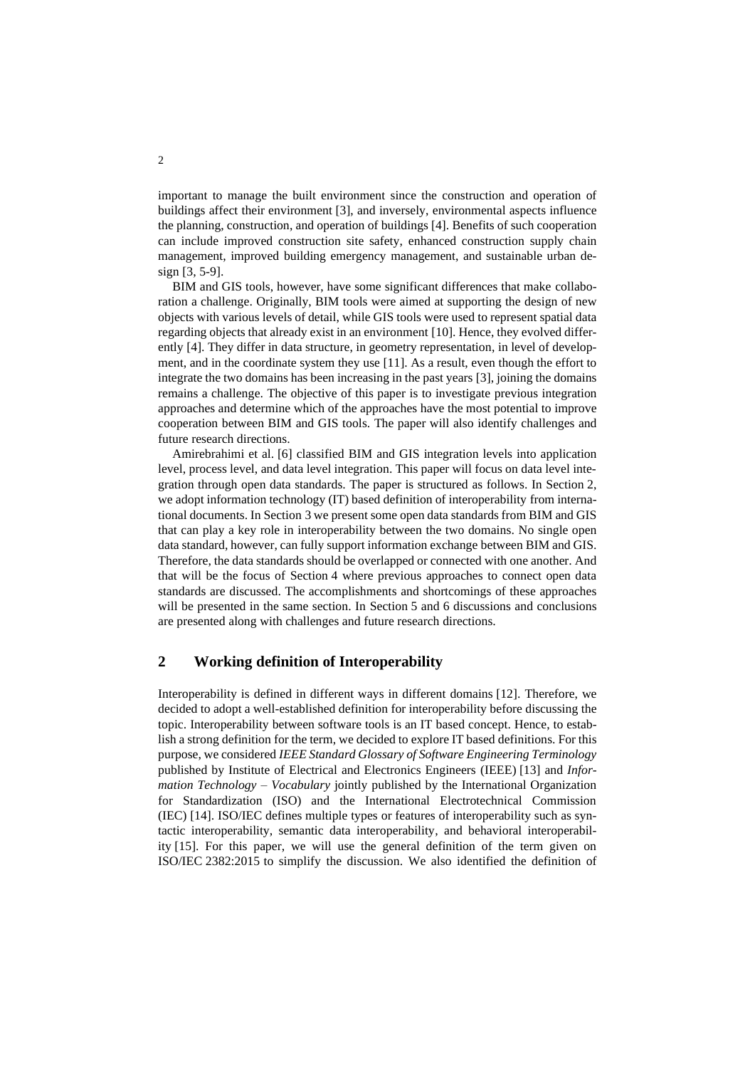important to manage the built environment since the construction and operation of buildings affect their environment [3], and inversely, environmental aspects influence the planning, construction, and operation of buildings [4]. Benefits of such cooperation can include improved construction site safety, enhanced construction supply chain management, improved building emergency management, and sustainable urban design [3, 5-9].

BIM and GIS tools, however, have some significant differences that make collaboration a challenge. Originally, BIM tools were aimed at supporting the design of new objects with various levels of detail, while GIS tools were used to represent spatial data regarding objects that already exist in an environment [10]. Hence, they evolved differently [4]. They differ in data structure, in geometry representation, in level of development, and in the coordinate system they use [11]. As a result, even though the effort to integrate the two domains has been increasing in the past years [3], joining the domains remains a challenge. The objective of this paper is to investigate previous integration approaches and determine which of the approaches have the most potential to improve cooperation between BIM and GIS tools. The paper will also identify challenges and future research directions.

Amirebrahimi et al. [6] classified BIM and GIS integration levels into application level, process level, and data level integration. This paper will focus on data level integration through open data standards. The paper is structured as follows. In Section 2, we adopt information technology (IT) based definition of interoperability from international documents. In Section 3 we present some open data standards from BIM and GIS that can play a key role in interoperability between the two domains. No single open data standard, however, can fully support information exchange between BIM and GIS. Therefore, the data standards should be overlapped or connected with one another. And that will be the focus of Section 4 where previous approaches to connect open data standards are discussed. The accomplishments and shortcomings of these approaches will be presented in the same section. In Section 5 and 6 discussions and conclusions are presented along with challenges and future research directions.

## 2 Working definition of Interoperability

Interoperability is defined in different ways in different domains [12]. Therefore, we decided to adopt a well-established definition for interoperability before discussing the topic. Interoperability between software tools is an IT based concept. Hence, to establish a strong definition for the term, we decided to explore IT based definitions. For this purpose, we considered *IEEE Standard Glossary of Software Engineering Terminology* published by Institute of Electrical and Electronics Engineers (IEEE) [13] and *Information Technology – Vocabulary* jointly published by the International Organization for Standardization (ISO) and the International Electrotechnical Commission (IEC) [14]. ISO/IEC defines multiple types or features of interoperability such as syntactic interoperability, semantic data interoperability, and behavioral interoperability [15]. For this paper, we will use the general definition of the term given on ISO/IEC 2382:2015 to simplify the discussion. We also identified the definition of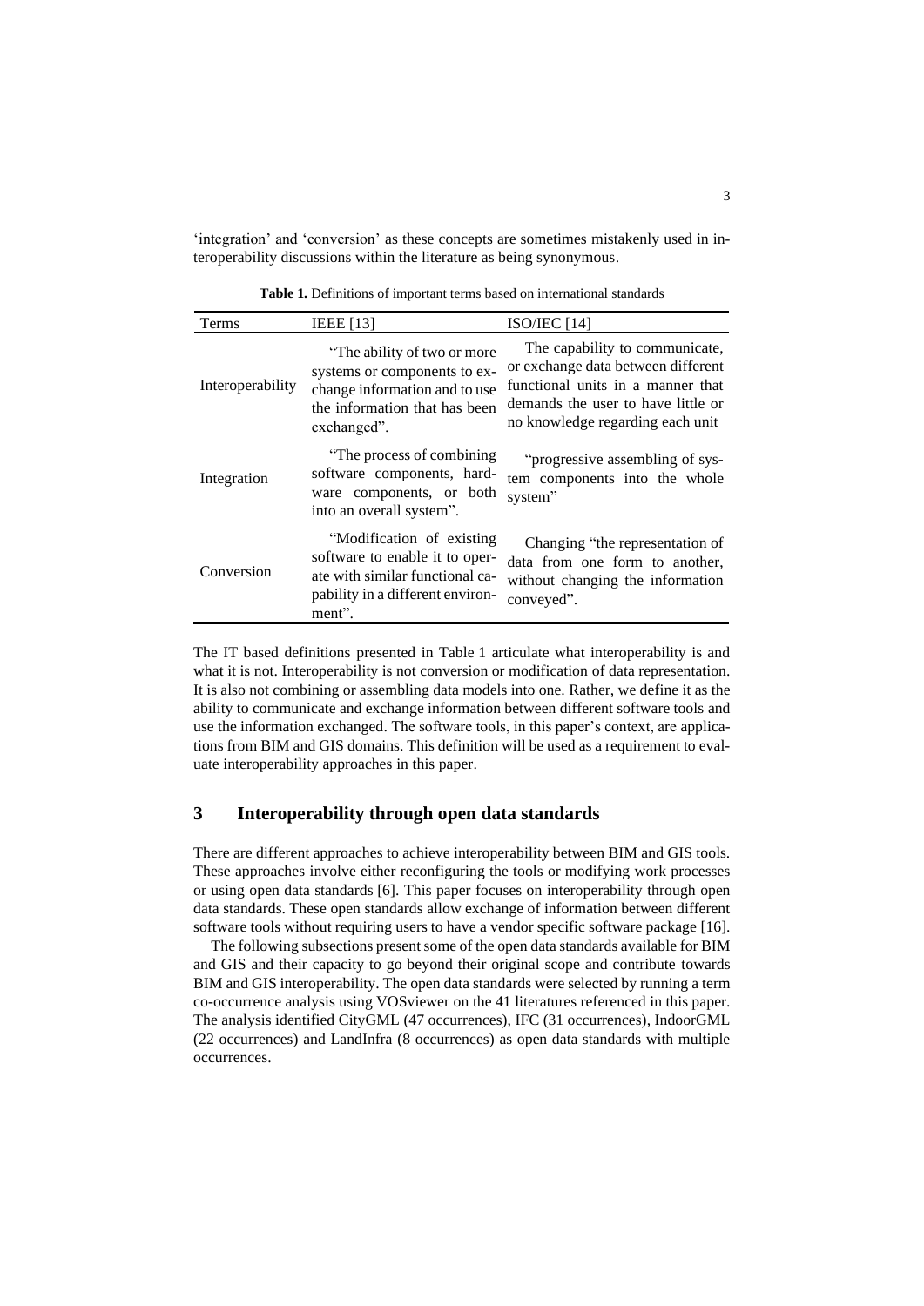'integration' and 'conversion' as these concepts are sometimes mistakenly used in interoperability discussions within the literature as being synonymous.

**Table 1.** Definitions of important terms based on international standards

| Terms | IEEE [13] | ISO/IEC [14] |
|---|---|---|
| Interoperability | "The ability of two or more systems or components to exchange information and to use the information that has been exchanged". | The capability to communicate, or exchange data between different functional units in a manner that demands the user to have little or no knowledge regarding each unit |
| Integration | "The process of combining software components, hardware components, or both into an overall system". | "progressive assembling of system components into the whole system" |
| Conversion | "Modification of existing software to enable it to operate with similar functional capability in a different environment". | Changing "the representation of data from one form to another, without changing the information conveyed". |

The IT based definitions presented in Table 1 articulate what interoperability is and what it is not. Interoperability is not conversion or modification of data representation. It is also not combining or assembling data models into one. Rather, we define it as the ability to communicate and exchange information between different software tools and use the information exchanged. The software tools, in this paper's context, are applications from BIM and GIS domains. This definition will be used as a requirement to evaluate interoperability approaches in this paper.

## 3 Interoperability through open data standards

There are different approaches to achieve interoperability between BIM and GIS tools. These approaches involve either reconfiguring the tools or modifying work processes or using open data standards [6]. This paper focuses on interoperability through open data standards. These open standards allow exchange of information between different software tools without requiring users to have a vendor specific software package [16].

The following subsections present some of the open data standards available for BIM and GIS and their capacity to go beyond their original scope and contribute towards BIM and GIS interoperability. The open data standards were selected by running a term co-occurrence analysis using VOSviewer on the 41 literatures referenced in this paper. The analysis identified CityGML (47 occurrences), IFC (31 occurrences), IndoorGML (22 occurrences) and LandInfra (8 occurrences) as open data standards with multiple occurrences.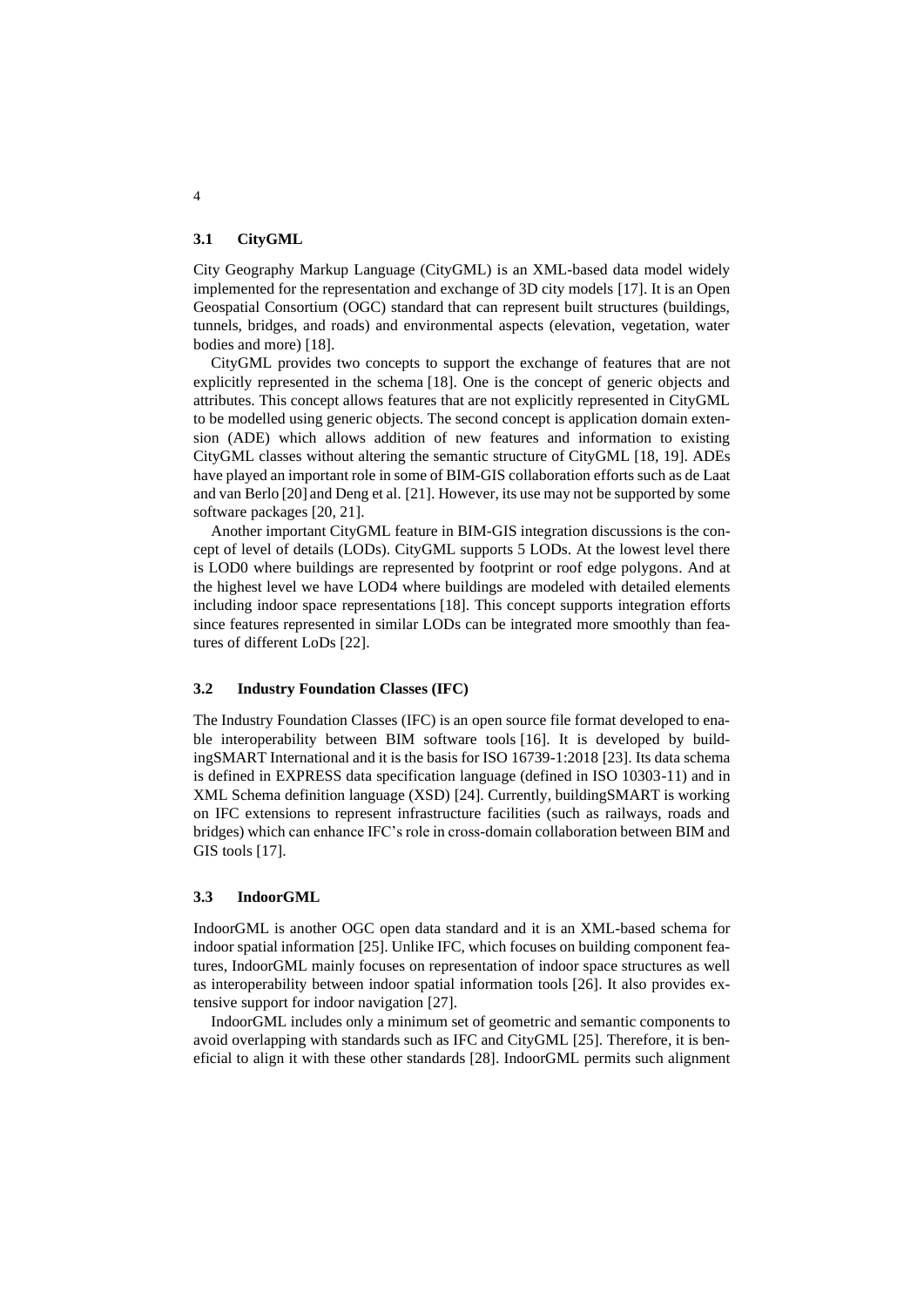### 3.1 CityGML

City Geography Markup Language (CityGML) is an XML-based data model widely implemented for the representation and exchange of 3D city models [17]. It is an Open Geospatial Consortium (OGC) standard that can represent built structures (buildings, tunnels, bridges, and roads) and environmental aspects (elevation, vegetation, water bodies and more) [18].

CityGML provides two concepts to support the exchange of features that are not explicitly represented in the schema [18]. One is the concept of generic objects and attributes. This concept allows features that are not explicitly represented in CityGML to be modelled using generic objects. The second concept is application domain extension (ADE) which allows addition of new features and information to existing CityGML classes without altering the semantic structure of CityGML [18, 19]. ADEs have played an important role in some of BIM-GIS collaboration efforts such as de Laat and van Berlo [20] and Deng et al. [21]. However, its use may not be supported by some software packages [20, 21].

Another important CityGML feature in BIM-GIS integration discussions is the concept of level of details (LODs). CityGML supports 5 LODs. At the lowest level there is LOD0 where buildings are represented by footprint or roof edge polygons. And at the highest level we have LOD4 where buildings are modeled with detailed elements including indoor space representations [18]. This concept supports integration efforts since features represented in similar LODs can be integrated more smoothly than features of different LoDs [22].

### 3.2 Industry Foundation Classes (IFC)

The Industry Foundation Classes (IFC) is an open source file format developed to enable interoperability between BIM software tools [16]. It is developed by buildingSMART International and it is the basis for ISO 16739-1:2018 [23]. Its data schema is defined in EXPRESS data specification language (defined in ISO 10303-11) and in XML Schema definition language (XSD) [24]. Currently, buildingSMART is working on IFC extensions to represent infrastructure facilities (such as railways, roads and bridges) which can enhance IFC's role in cross-domain collaboration between BIM and GIS tools [17].

### 3.3 IndoorGML

IndoorGML is another OGC open data standard and it is an XML-based schema for indoor spatial information [25]. Unlike IFC, which focuses on building component features, IndoorGML mainly focuses on representation of indoor space structures as well as interoperability between indoor spatial information tools [26]. It also provides extensive support for indoor navigation [27].

IndoorGML includes only a minimum set of geometric and semantic components to avoid overlapping with standards such as IFC and CityGML [25]. Therefore, it is beneficial to align it with these other standards [28]. IndoorGML permits such alignment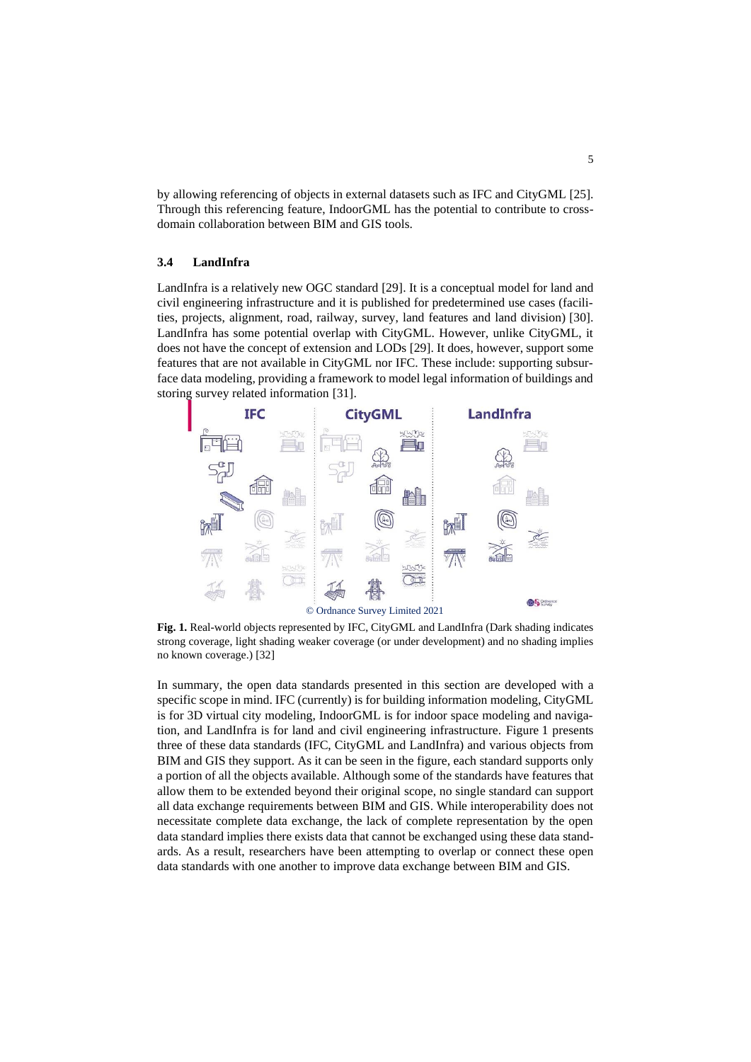by allowing referencing of objects in external datasets such as IFC and CityGML [25]. Through this referencing feature, IndoorGML has the potential to contribute to cross-domain collaboration between BIM and GIS tools.

### 3.4 LandInfra

LandInfra is a relatively new OGC standard [29]. It is a conceptual model for land and civil engineering infrastructure and it is published for predetermined use cases (facilities, projects, alignment, road, railway, survey, land features and land division) [30]. LandInfra has some potential overlap with CityGML. However, unlike CityGML, it does not have the concept of extension and LODs [29]. It does, however, support some features that are not available in CityGML nor IFC. These include: supporting subsurface data modeling, providing a framework to model legal information of buildings and storing survey related information [31].

© Ordnance Survey Limited 2021

**Fig. 1.** Real-world objects represented by IFC, CityGML and LandInfra (Dark shading indicates strong coverage, light shading weaker coverage (or under development) and no shading implies no known coverage.) [32]

In summary, the open data standards presented in this section are developed with a specific scope in mind. IFC (currently) is for building information modeling, CityGML is for 3D virtual city modeling, IndoorGML is for indoor space modeling and navigation, and LandInfra is for land and civil engineering infrastructure. Figure 1 presents three of these data standards (IFC, CityGML and LandInfra) and various objects from BIM and GIS they support. As it can be seen in the figure, each standard supports only a portion of all the objects available. Although some of the standards have features that allow them to be extended beyond their original scope, no single standard can support all data exchange requirements between BIM and GIS. While interoperability does not necessitate complete data exchange, the lack of complete representation by the open data standard implies there exists data that cannot be exchanged using these data standards. As a result, researchers have been attempting to overlap or connect these open data standards with one another to improve data exchange between BIM and GIS.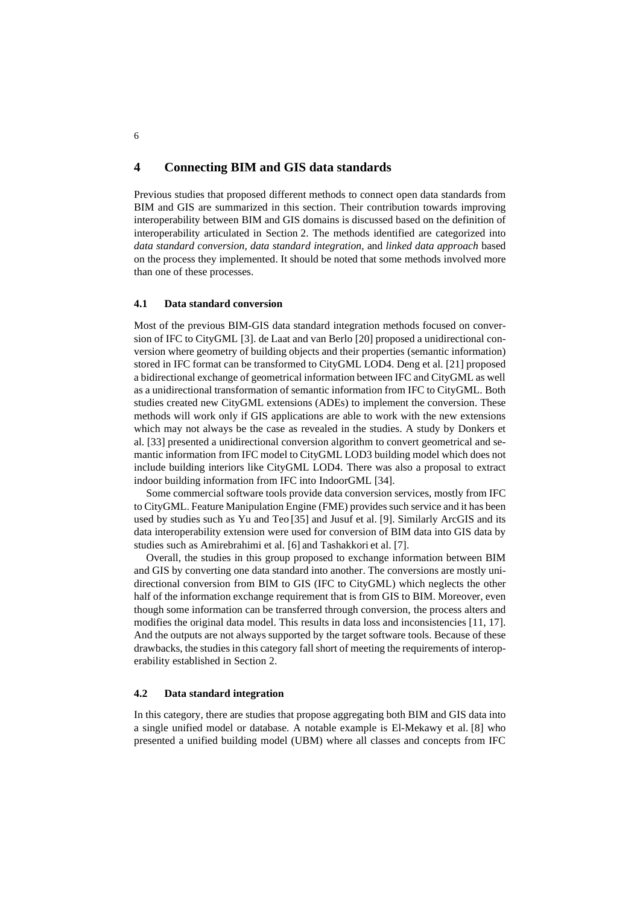# 4 Connecting BIM and GIS data standards

Previous studies that proposed different methods to connect open data standards from BIM and GIS are summarized in this section. Their contribution towards improving interoperability between BIM and GIS domains is discussed based on the definition of interoperability articulated in Section 2. The methods identified are categorized into *data standard conversion*, *data standard integration*, and *linked data approach* based on the process they implemented. It should be noted that some methods involved more than one of these processes.

## 4.1 Data standard conversion

Most of the previous BIM-GIS data standard integration methods focused on conversion of IFC to CityGML [3]. de Laat and van Berlo [20] proposed a unidirectional conversion where geometry of building objects and their properties (semantic information) stored in IFC format can be transformed to CityGML LOD4. Deng et al. [21] proposed a bidirectional exchange of geometrical information between IFC and CityGML as well as a unidirectional transformation of semantic information from IFC to CityGML. Both studies created new CityGML extensions (ADEs) to implement the conversion. These methods will work only if GIS applications are able to work with the new extensions which may not always be the case as revealed in the studies. A study by Donkers et al. [33] presented a unidirectional conversion algorithm to convert geometrical and semantic information from IFC model to CityGML LOD3 building model which does not include building interiors like CityGML LOD4. There was also a proposal to extract indoor building information from IFC into IndoorGML [34].

Some commercial software tools provide data conversion services, mostly from IFC to CityGML. Feature Manipulation Engine (FME) provides such service and it has been used by studies such as Yu and Teo [35] and Jusuf et al. [9]. Similarly ArcGIS and its data interoperability extension were used for conversion of BIM data into GIS data by studies such as Amirebrahimi et al. [6] and Tashakkori et al. [7].

Overall, the studies in this group proposed to exchange information between BIM and GIS by converting one data standard into another. The conversions are mostly unidirectional conversion from BIM to GIS (IFC to CityGML) which neglects the other half of the information exchange requirement that is from GIS to BIM. Moreover, even though some information can be transferred through conversion, the process alters and modifies the original data model. This results in data loss and inconsistencies [11, 17]. And the outputs are not always supported by the target software tools. Because of these drawbacks, the studies in this category fall short of meeting the requirements of interoperability established in Section 2.

## 4.2 Data standard integration

In this category, there are studies that propose aggregating both BIM and GIS data into a single unified model or database. A notable example is El-Mekawy et al. [8] who presented a unified building model (UBM) where all classes and concepts from IFC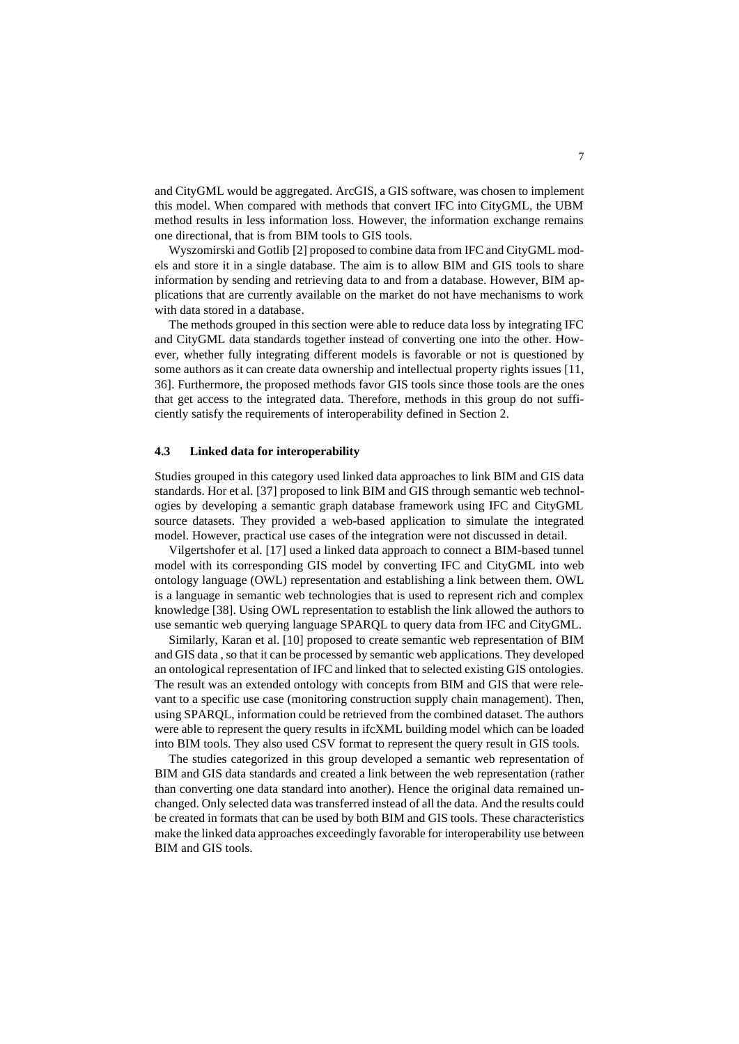and CityGML would be aggregated. ArcGIS, a GIS software, was chosen to implement this model. When compared with methods that convert IFC into CityGML, the UBM method results in less information loss. However, the information exchange remains one directional, that is from BIM tools to GIS tools.

Wyszomirski and Gotlib [2] proposed to combine data from IFC and CityGML models and store it in a single database. The aim is to allow BIM and GIS tools to share information by sending and retrieving data to and from a database. However, BIM applications that are currently available on the market do not have mechanisms to work with data stored in a database.

The methods grouped in this section were able to reduce data loss by integrating IFC and CityGML data standards together instead of converting one into the other. However, whether fully integrating different models is favorable or not is questioned by some authors as it can create data ownership and intellectual property rights issues [11, 36]. Furthermore, the proposed methods favor GIS tools since those tools are the ones that get access to the integrated data. Therefore, methods in this group do not sufficiently satisfy the requirements of interoperability defined in Section 2.

### 4.3 Linked data for interoperability

Studies grouped in this category used linked data approaches to link BIM and GIS data standards. Hor et al. [37] proposed to link BIM and GIS through semantic web technologies by developing a semantic graph database framework using IFC and CityGML source datasets. They provided a web-based application to simulate the integrated model. However, practical use cases of the integration were not discussed in detail.

Vilgertshofer et al. [17] used a linked data approach to connect a BIM-based tunnel model with its corresponding GIS model by converting IFC and CityGML into web ontology language (OWL) representation and establishing a link between them. OWL is a language in semantic web technologies that is used to represent rich and complex knowledge [38]. Using OWL representation to establish the link allowed the authors to use semantic web querying language SPARQL to query data from IFC and CityGML.

Similarly, Karan et al. [10] proposed to create semantic web representation of BIM and GIS data , so that it can be processed by semantic web applications. They developed an ontological representation of IFC and linked that to selected existing GIS ontologies. The result was an extended ontology with concepts from BIM and GIS that were relevant to a specific use case (monitoring construction supply chain management). Then, using SPARQL, information could be retrieved from the combined dataset. The authors were able to represent the query results in ifcXML building model which can be loaded into BIM tools. They also used CSV format to represent the query result in GIS tools.

The studies categorized in this group developed a semantic web representation of BIM and GIS data standards and created a link between the web representation (rather than converting one data standard into another). Hence the original data remained unchanged. Only selected data was transferred instead of all the data. And the results could be created in formats that can be used by both BIM and GIS tools. These characteristics make the linked data approaches exceedingly favorable for interoperability use between BIM and GIS tools.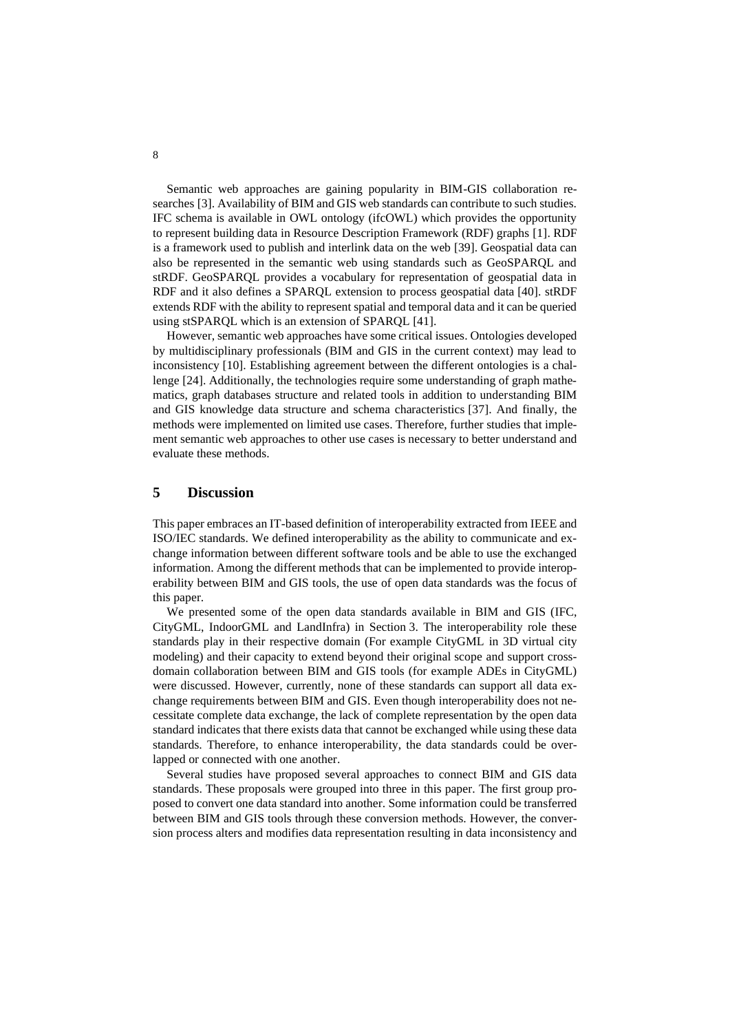Semantic web approaches are gaining popularity in BIM-GIS collaboration researches [3]. Availability of BIM and GIS web standards can contribute to such studies. IFC schema is available in OWL ontology (ifcOWL) which provides the opportunity to represent building data in Resource Description Framework (RDF) graphs [1]. RDF is a framework used to publish and interlink data on the web [39]. Geospatial data can also be represented in the semantic web using standards such as GeoSPARQL and stRDF. GeoSPARQL provides a vocabulary for representation of geospatial data in RDF and it also defines a SPARQL extension to process geospatial data [40]. stRDF extends RDF with the ability to represent spatial and temporal data and it can be queried using stSPARQL which is an extension of SPARQL [41].

However, semantic web approaches have some critical issues. Ontologies developed by multidisciplinary professionals (BIM and GIS in the current context) may lead to inconsistency [10]. Establishing agreement between the different ontologies is a challenge [24]. Additionally, the technologies require some understanding of graph mathematics, graph databases structure and related tools in addition to understanding BIM and GIS knowledge data structure and schema characteristics [37]. And finally, the methods were implemented on limited use cases. Therefore, further studies that implement semantic web approaches to other use cases is necessary to better understand and evaluate these methods.

## 5 Discussion

This paper embraces an IT-based definition of interoperability extracted from IEEE and ISO/IEC standards. We defined interoperability as the ability to communicate and exchange information between different software tools and be able to use the exchanged information. Among the different methods that can be implemented to provide interoperability between BIM and GIS tools, the use of open data standards was the focus of this paper.

We presented some of the open data standards available in BIM and GIS (IFC, CityGML, IndoorGML and LandInfra) in Section 3. The interoperability role these standards play in their respective domain (For example CityGML in 3D virtual city modeling) and their capacity to extend beyond their original scope and support cross-domain collaboration between BIM and GIS tools (for example ADEs in CityGML) were discussed. However, currently, none of these standards can support all data exchange requirements between BIM and GIS. Even though interoperability does not necessitate complete data exchange, the lack of complete representation by the open data standard indicates that there exists data that cannot be exchanged while using these data standards. Therefore, to enhance interoperability, the data standards could be overlapped or connected with one another.

Several studies have proposed several approaches to connect BIM and GIS data standards. These proposals were grouped into three in this paper. The first group proposed to convert one data standard into another. Some information could be transferred between BIM and GIS tools through these conversion methods. However, the conversion process alters and modifies data representation resulting in data inconsistency and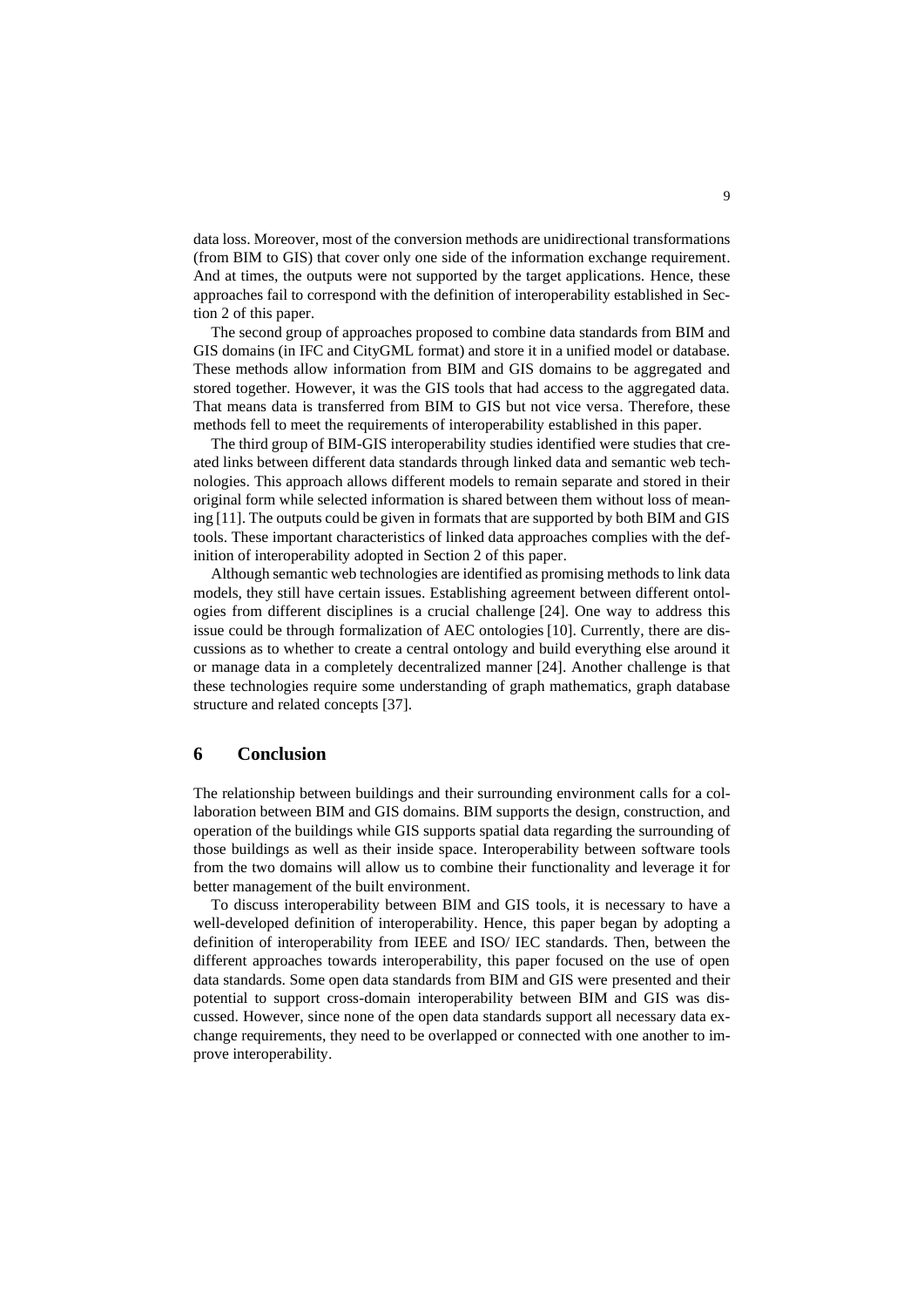data loss. Moreover, most of the conversion methods are unidirectional transformations (from BIM to GIS) that cover only one side of the information exchange requirement. And at times, the outputs were not supported by the target applications. Hence, these approaches fail to correspond with the definition of interoperability established in Section 2 of this paper.

The second group of approaches proposed to combine data standards from BIM and GIS domains (in IFC and CityGML format) and store it in a unified model or database. These methods allow information from BIM and GIS domains to be aggregated and stored together. However, it was the GIS tools that had access to the aggregated data. That means data is transferred from BIM to GIS but not vice versa. Therefore, these methods fell to meet the requirements of interoperability established in this paper.

The third group of BIM-GIS interoperability studies identified were studies that created links between different data standards through linked data and semantic web technologies. This approach allows different models to remain separate and stored in their original form while selected information is shared between them without loss of meaning [11]. The outputs could be given in formats that are supported by both BIM and GIS tools. These important characteristics of linked data approaches complies with the definition of interoperability adopted in Section 2 of this paper.

Although semantic web technologies are identified as promising methods to link data models, they still have certain issues. Establishing agreement between different ontologies from different disciplines is a crucial challenge [24]. One way to address this issue could be through formalization of AEC ontologies [10]. Currently, there are discussions as to whether to create a central ontology and build everything else around it or manage data in a completely decentralized manner [24]. Another challenge is that these technologies require some understanding of graph mathematics, graph database structure and related concepts [37].

## 6 Conclusion

The relationship between buildings and their surrounding environment calls for a collaboration between BIM and GIS domains. BIM supports the design, construction, and operation of the buildings while GIS supports spatial data regarding the surrounding of those buildings as well as their inside space. Interoperability between software tools from the two domains will allow us to combine their functionality and leverage it for better management of the built environment.

To discuss interoperability between BIM and GIS tools, it is necessary to have a well-developed definition of interoperability. Hence, this paper began by adopting a definition of interoperability from IEEE and ISO/ IEC standards. Then, between the different approaches towards interoperability, this paper focused on the use of open data standards. Some open data standards from BIM and GIS were presented and their potential to support cross-domain interoperability between BIM and GIS was discussed. However, since none of the open data standards support all necessary data exchange requirements, they need to be overlapped or connected with one another to improve interoperability.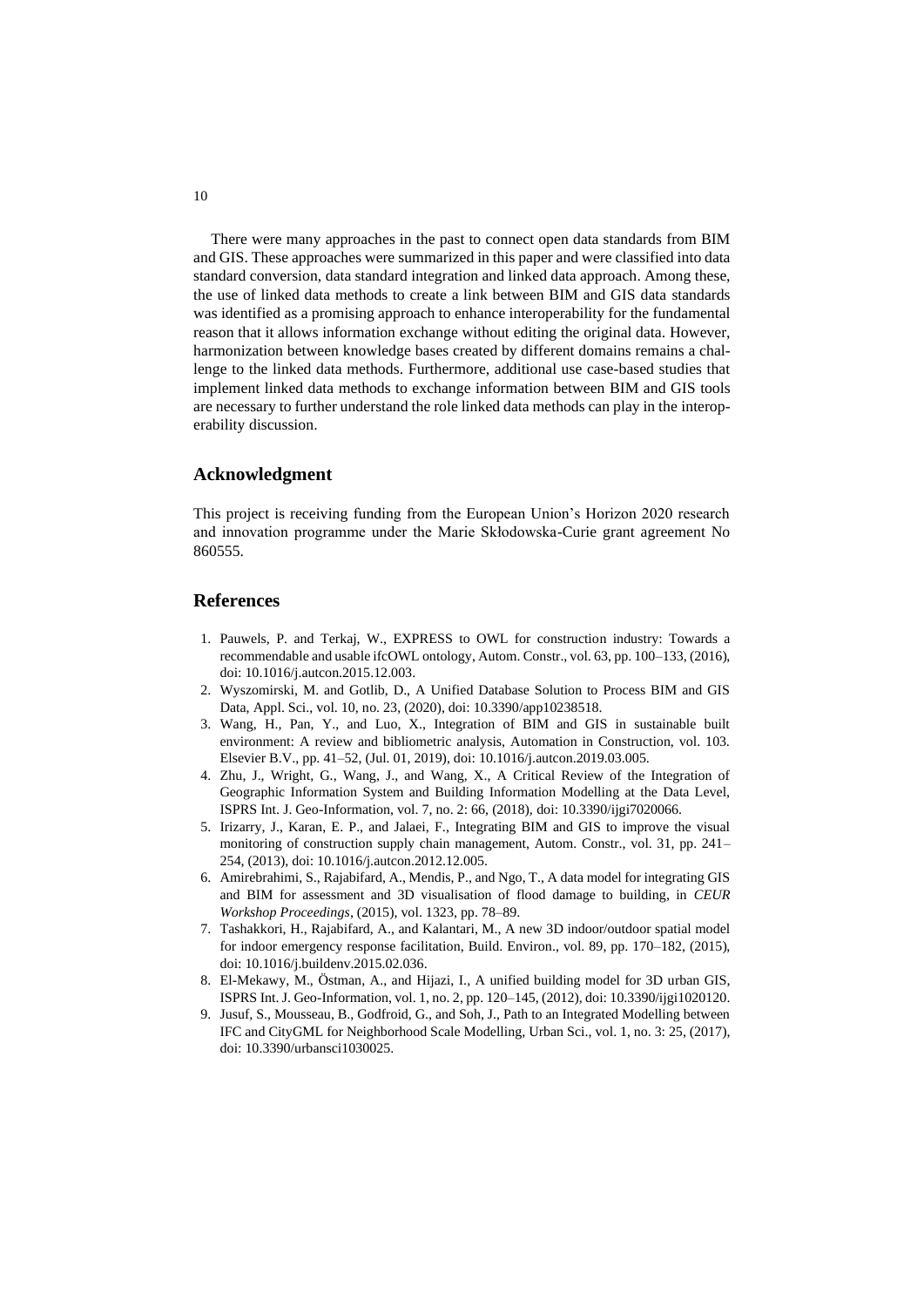There were many approaches in the past to connect open data standards from BIM and GIS. These approaches were summarized in this paper and were classified into data standard conversion, data standard integration and linked data approach. Among these, the use of linked data methods to create a link between BIM and GIS data standards was identified as a promising approach to enhance interoperability for the fundamental reason that it allows information exchange without editing the original data. However, harmonization between knowledge bases created by different domains remains a challenge to the linked data methods. Furthermore, additional use case-based studies that implement linked data methods to exchange information between BIM and GIS tools are necessary to further understand the role linked data methods can play in the interoperability discussion.

## Acknowledgment

This project is receiving funding from the European Union's Horizon 2020 research and innovation programme under the Marie Skłodowska-Curie grant agreement No 860555.

## References

1. Pauwels, P. and Terkaj, W., EXPRESS to OWL for construction industry: Towards a recommendable and usable ifcOWL ontology, Autom. Constr., vol. 63, pp. 100–133, (2016), doi: 10.1016/j.autcon.2015.12.003.
2. Wyszomirski, M. and Gotlib, D., A Unified Database Solution to Process BIM and GIS Data, Appl. Sci., vol. 10, no. 23, (2020), doi: 10.3390/app10238518.
3. Wang, H., Pan, Y., and Luo, X., Integration of BIM and GIS in sustainable built environment: A review and bibliometric analysis, Automation in Construction, vol. 103. Elsevier B.V., pp. 41–52, (Jul. 01, 2019), doi: 10.1016/j.autcon.2019.03.005.
4. Zhu, J., Wright, G., Wang, J., and Wang, X., A Critical Review of the Integration of Geographic Information System and Building Information Modelling at the Data Level, ISPRS Int. J. Geo-Information, vol. 7, no. 2: 66, (2018), doi: 10.3390/ijgi7020066.
5. Irizarry, J., Karan, E. P., and Jalaei, F., Integrating BIM and GIS to improve the visual monitoring of construction supply chain management, Autom. Constr., vol. 31, pp. 241–254, (2013), doi: 10.1016/j.autcon.2012.12.005.
6. Amirebrahimi, S., Rajabifard, A., Mendis, P., and Ngo, T., A data model for integrating GIS and BIM for assessment and 3D visualisation of flood damage to building, in *CEUR Workshop Proceedings*, (2015), vol. 1323, pp. 78–89.
7. Tashakkori, H., Rajabifard, A., and Kalantari, M., A new 3D indoor/outdoor spatial model for indoor emergency response facilitation, Build. Environ., vol. 89, pp. 170–182, (2015), doi: 10.1016/j.buildenv.2015.02.036.
8. El-Mekawy, M., Östman, A., and Hijazi, I., A unified building model for 3D urban GIS, ISPRS Int. J. Geo-Information, vol. 1, no. 2, pp. 120–145, (2012), doi: 10.3390/ijgi1020120.
9. Jusuf, S., Mousseau, B., Godfroid, G., and Soh, J., Path to an Integrated Modelling between IFC and CityGML for Neighborhood Scale Modelling, Urban Sci., vol. 1, no. 3: 25, (2017), doi: 10.3390/urbansci1030025.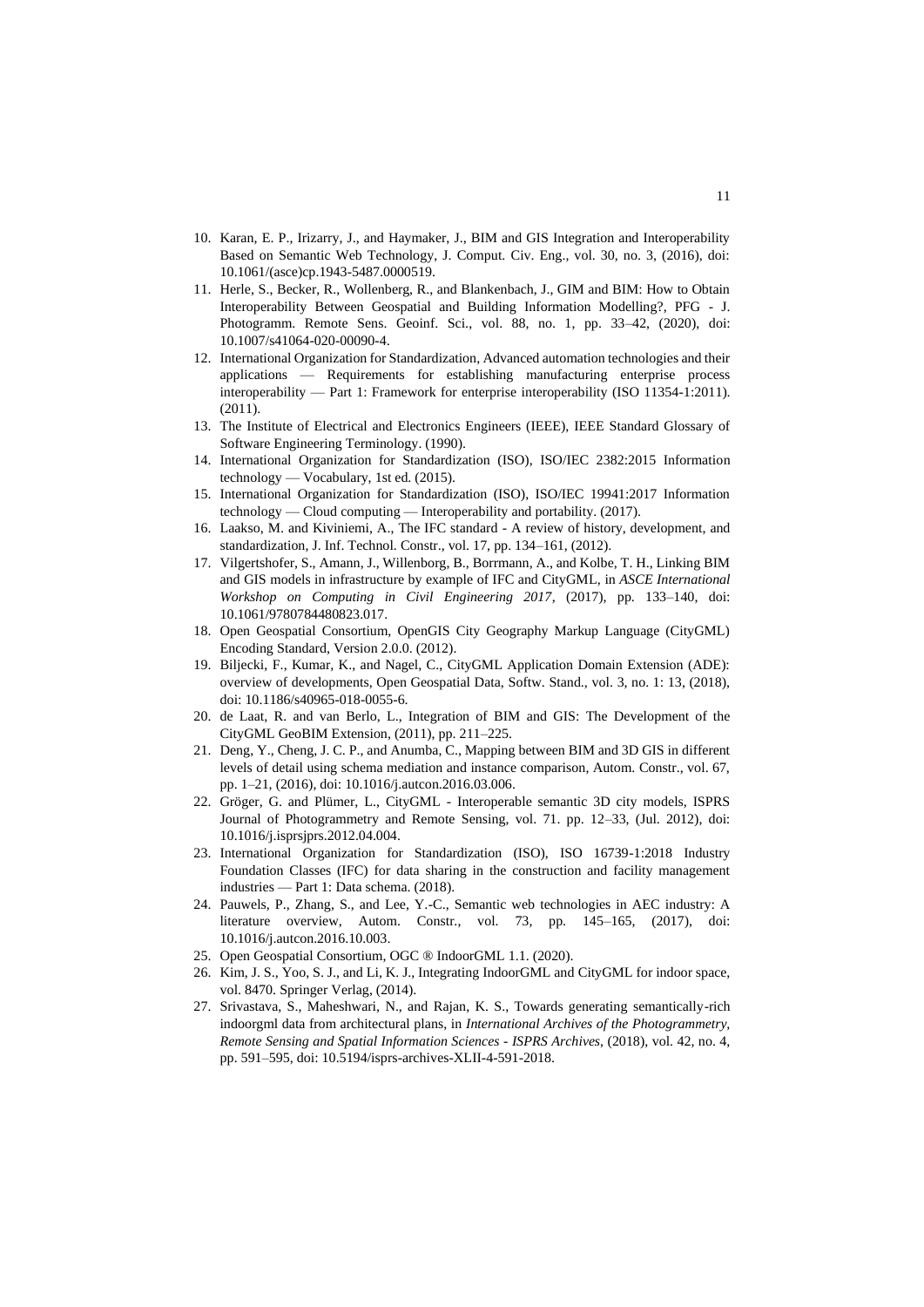10. Karan, E. P., Irizarry, J., and Haymaker, J., BIM and GIS Integration and Interoperability Based on Semantic Web Technology, J. Comput. Civ. Eng., vol. 30, no. 3, (2016), doi: 10.1061/(asce)cp.1943-5487.0000519.
11. Herle, S., Becker, R., Wollenberg, R., and Blankenbach, J., GIM and BIM: How to Obtain Interoperability Between Geospatial and Building Information Modelling?, PFG - J. Photogramm. Remote Sens. Geoinf. Sci., vol. 88, no. 1, pp. 33–42, (2020), doi: 10.1007/s41064-020-00090-4.
12. International Organization for Standardization, Advanced automation technologies and their applications — Requirements for establishing manufacturing enterprise process interoperability — Part 1: Framework for enterprise interoperability (ISO 11354-1:2011). (2011).
13. The Institute of Electrical and Electronics Engineers (IEEE), IEEE Standard Glossary of Software Engineering Terminology. (1990).
14. International Organization for Standardization (ISO), ISO/IEC 2382:2015 Information technology — Vocabulary, 1st ed. (2015).
15. International Organization for Standardization (ISO), ISO/IEC 19941:2017 Information technology — Cloud computing — Interoperability and portability. (2017).
16. Laakso, M. and Kiviniemi, A., The IFC standard - A review of history, development, and standardization, J. Inf. Technol. Constr., vol. 17, pp. 134–161, (2012).
17. Vilgertshofer, S., Amann, J., Willenborg, B., Borrmann, A., and Kolbe, T. H., Linking BIM and GIS models in infrastructure by example of IFC and CityGML, in *ASCE International Workshop on Computing in Civil Engineering 2017*, (2017), pp. 133–140, doi: 10.1061/9780784480823.017.
18. Open Geospatial Consortium, OpenGIS City Geography Markup Language (CityGML) Encoding Standard, Version 2.0.0. (2012).
19. Biljecki, F., Kumar, K., and Nagel, C., CityGML Application Domain Extension (ADE): overview of developments, Open Geospatial Data, Softw. Stand., vol. 3, no. 1: 13, (2018), doi: 10.1186/s40965-018-0055-6.
20. de Laat, R. and van Berlo, L., Integration of BIM and GIS: The Development of the CityGML GeoBIM Extension, (2011), pp. 211–225.
21. Deng, Y., Cheng, J. C. P., and Anumba, C., Mapping between BIM and 3D GIS in different levels of detail using schema mediation and instance comparison, Autom. Constr., vol. 67, pp. 1–21, (2016), doi: 10.1016/j.autcon.2016.03.006.
22. Gröger, G. and Plümer, L., CityGML - Interoperable semantic 3D city models, ISPRS Journal of Photogrammetry and Remote Sensing, vol. 71. pp. 12–33, (Jul. 2012), doi: 10.1016/j.isprsjprs.2012.04.004.
23. International Organization for Standardization (ISO), ISO 16739-1:2018 Industry Foundation Classes (IFC) for data sharing in the construction and facility management industries — Part 1: Data schema. (2018).
24. Pauwels, P., Zhang, S., and Lee, Y.-C., Semantic web technologies in AEC industry: A literature overview, Autom. Constr., vol. 73, pp. 145–165, (2017), doi: 10.1016/j.autcon.2016.10.003.
25. Open Geospatial Consortium, OGC ® IndoorGML 1.1. (2020).
26. Kim, J. S., Yoo, S. J., and Li, K. J., Integrating IndoorGML and CityGML for indoor space, vol. 8470. Springer Verlag, (2014).
27. Srivastava, S., Maheshwari, N., and Rajan, K. S., Towards generating semantically-rich indoorgml data from architectural plans, in *International Archives of the Photogrammetry, Remote Sensing and Spatial Information Sciences - ISPRS Archives*, (2018), vol. 42, no. 4, pp. 591–595, doi: 10.5194/isprs-archives-XLII-4-591-2018.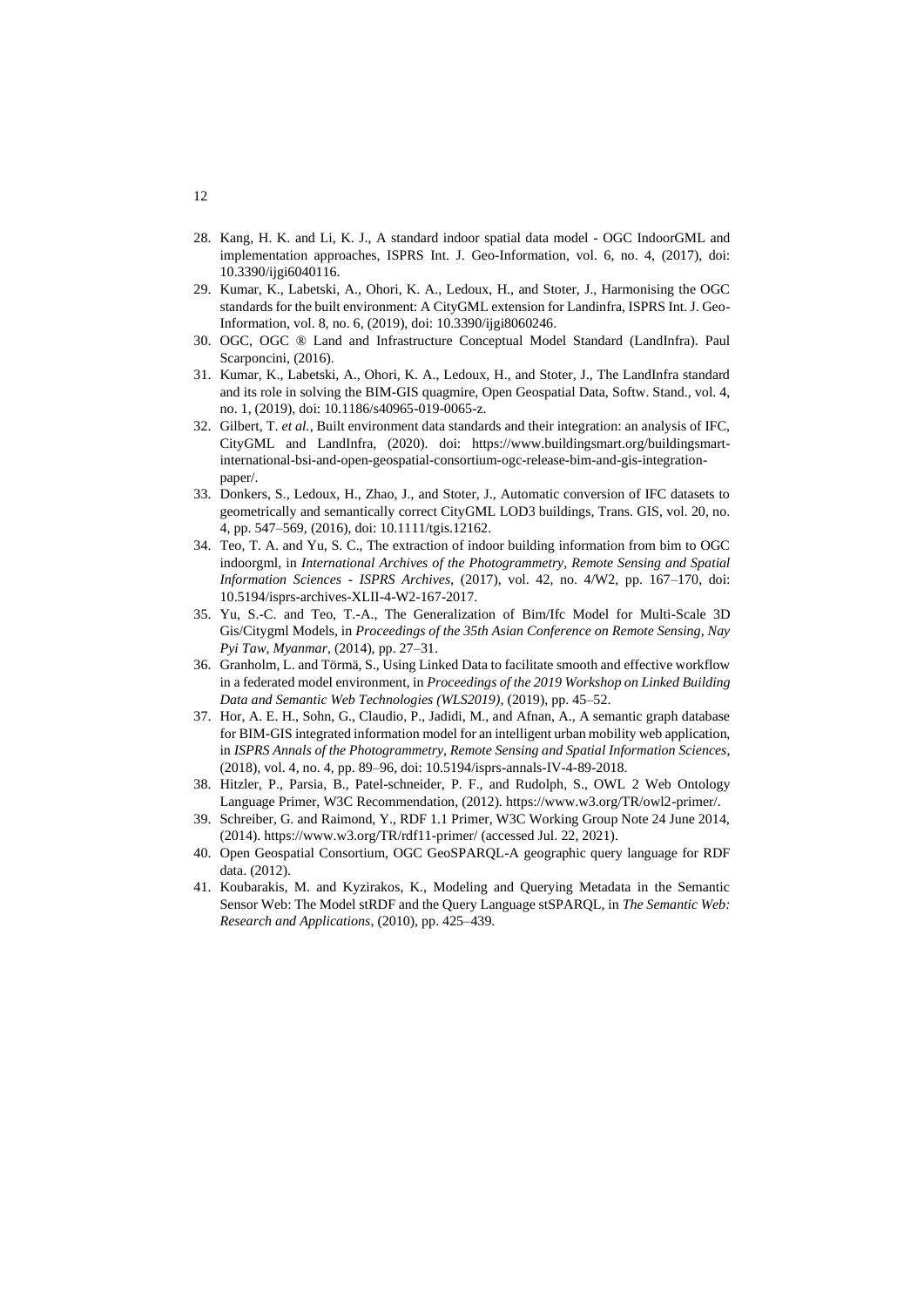28. Kang, H. K. and Li, K. J., A standard indoor spatial data model - OGC IndoorGML and implementation approaches, ISPRS Int. J. Geo-Information, vol. 6, no. 4, (2017), doi: 10.3390/ijgi6040116.
29. Kumar, K., Labetski, A., Ohori, K. A., Ledoux, H., and Stoter, J., Harmonising the OGC standards for the built environment: A CityGML extension for Landinfra, ISPRS Int. J. Geo-Information, vol. 8, no. 6, (2019), doi: 10.3390/ijgi8060246.
30. OGC, OGC ® Land and Infrastructure Conceptual Model Standard (LandInfra). Paul Scarponcini, (2016).
31. Kumar, K., Labetski, A., Ohori, K. A., Ledoux, H., and Stoter, J., The LandInfra standard and its role in solving the BIM-GIS quagmire, Open Geospatial Data, Softw. Stand., vol. 4, no. 1, (2019), doi: 10.1186/s40965-019-0065-z.
32. Gilbert, T. *et al.*, Built environment data standards and their integration: an analysis of IFC, CityGML and LandInfra, (2020). doi: https://www.buildingsmart.org/buildingsmart-international-bsi-and-open-geospatial-consortium-ogc-release-bim-and-gis-integration-paper/.
33. Donkers, S., Ledoux, H., Zhao, J., and Stoter, J., Automatic conversion of IFC datasets to geometrically and semantically correct CityGML LOD3 buildings, Trans. GIS, vol. 20, no. 4, pp. 547–569, (2016), doi: 10.1111/tgis.12162.
34. Teo, T. A. and Yu, S. C., The extraction of indoor building information from bim to OGC indoorgml, in *International Archives of the Photogrammetry, Remote Sensing and Spatial Information Sciences - ISPRS Archives*, (2017), vol. 42, no. 4/W2, pp. 167–170, doi: 10.5194/isprs-archives-XLII-4-W2-167-2017.
35. Yu, S.-C. and Teo, T.-A., The Generalization of Bim/Ifc Model for Multi-Scale 3D Gis/Citygml Models, in *Proceedings of the 35th Asian Conference on Remote Sensing, Nay Pyi Taw, Myanmar*, (2014), pp. 27–31.
36. Granholm, L. and Törmä, S., Using Linked Data to facilitate smooth and effective workflow in a federated model environment, in *Proceedings of the 2019 Workshop on Linked Building Data and Semantic Web Technologies (WLS2019)*, (2019), pp. 45–52.
37. Hor, A. E. H., Sohn, G., Claudio, P., Jadidi, M., and Afnan, A., A semantic graph database for BIM-GIS integrated information model for an intelligent urban mobility web application, in *ISPRS Annals of the Photogrammetry, Remote Sensing and Spatial Information Sciences*, (2018), vol. 4, no. 4, pp. 89–96, doi: 10.5194/isprs-annals-IV-4-89-2018.
38. Hitzler, P., Parsia, B., Patel-schneider, P. F., and Rudolph, S., OWL 2 Web Ontology Language Primer, W3C Recommendation, (2012). https://www.w3.org/TR/owl2-primer/.
39. Schreiber, G. and Raimond, Y., RDF 1.1 Primer, W3C Working Group Note 24 June 2014, (2014). https://www.w3.org/TR/rdf11-primer/ (accessed Jul. 22, 2021).
40. Open Geospatial Consortium, OGC GeoSPARQL-A geographic query language for RDF data. (2012).
41. Koubarakis, M. and Kyzirakos, K., Modeling and Querying Metadata in the Semantic Sensor Web: The Model stRDF and the Query Language stSPARQL, in *The Semantic Web: Research and Applications*, (2010), pp. 425–439.